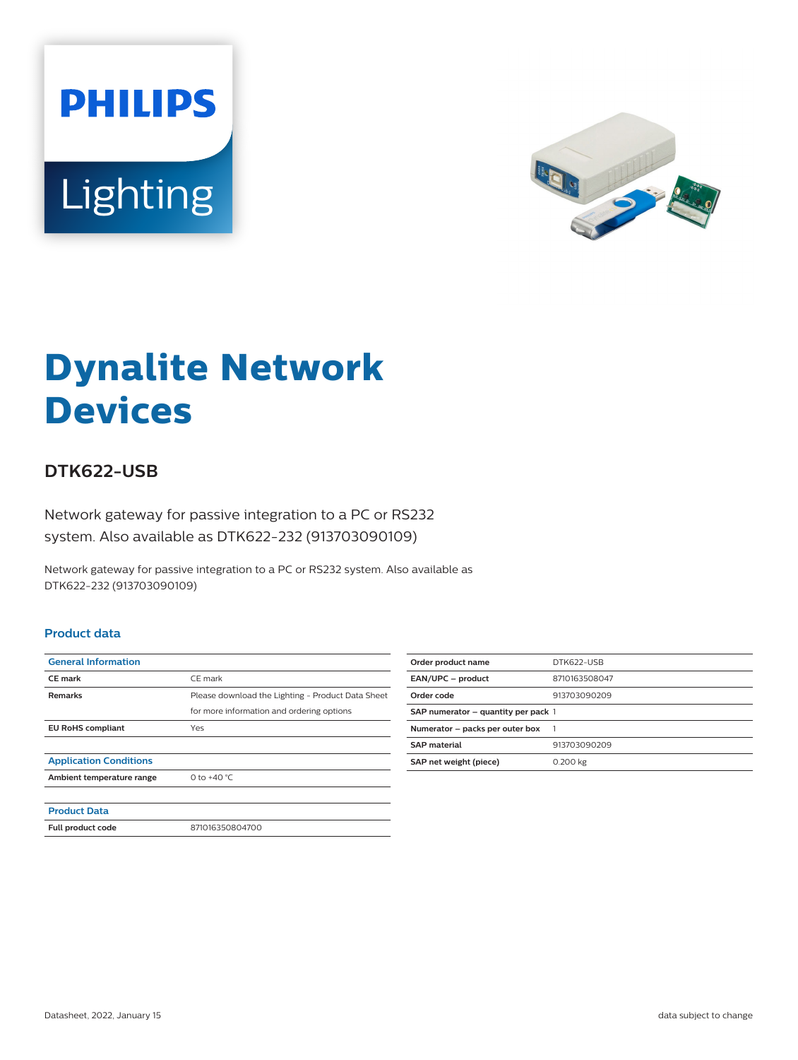PHILIPS

Lighting

# Dynalite Network Devices

## DTK622-USB

Network gateway for passive integration to a PC or RS232 system. Also available as DTK622-232 (913703090109)

Network gateway for passive integration to a PC or RS232 system. Also available as DTK622-232 (913703090109)

### Product data

| General Information | |
|---|---|
| **CE mark** | CE mark |
| **Remarks** | Please download the Lighting - Product Data Sheet for more information and ordering options |
| **EU RoHS compliant** | Yes |

| Application Conditions | |
|---|---|
| **Ambient temperature range** | 0 to +40 °C |

| Product Data | |
|---|---|
| **Full product code** | 871016350804700 |

| | |
|---|---|
| **Order product name** | DTK622-USB |
| **EAN/UPC – product** | 8710163508047 |
| **Order code** | 913703090209 |
| **SAP numerator – quantity per pack** | 1 |
| **Numerator – packs per outer box** | 1 |
| **SAP material** | 913703090209 |
| **SAP net weight (piece)** | 0.200 kg |

Datasheet, 2022, January 15

data subject to change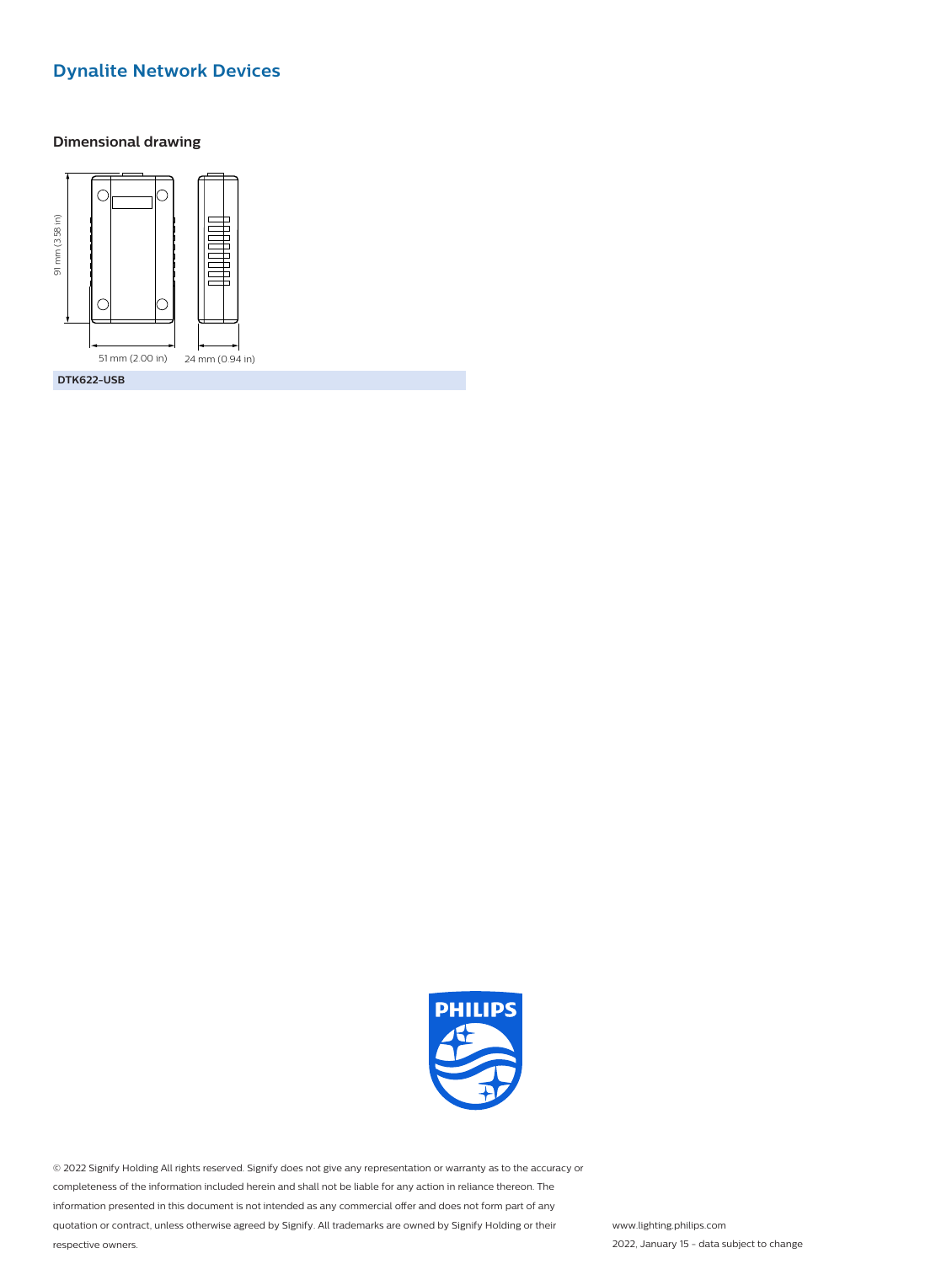# Dynalite Network Devices

## Dimensional drawing

91 mm (3.58 in)

51 mm (2.00 in)

24 mm (0.94 in)

**DTK622-USB**

© 2022 Signify Holding All rights reserved. Signify does not give any representation or warranty as to the accuracy or completeness of the information included herein and shall not be liable for any action in reliance thereon. The information presented in this document is not intended as any commercial offer and does not form part of any quotation or contract, unless otherwise agreed by Signify. All trademarks are owned by Signify Holding or their respective owners.

www.lighting.philips.com

2022, January 15 - data subject to change